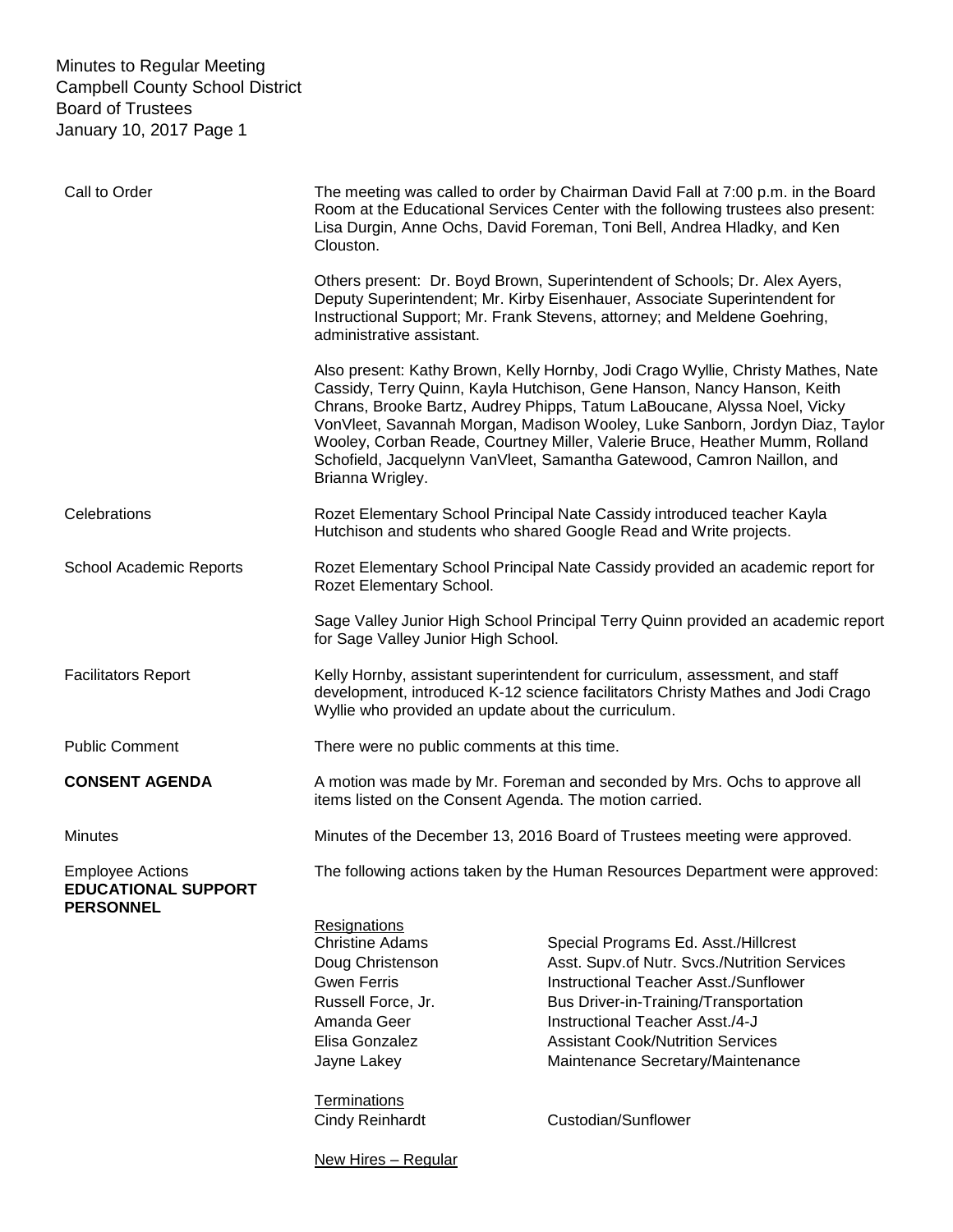Minutes to Regular Meeting
Campbell County School District
Board of Trustees
January 10, 2017 Page 1

**Call to Order**

The meeting was called to order by Chairman David Fall at 7:00 p.m. in the Board Room at the Educational Services Center with the following trustees also present: Lisa Durgin, Anne Ochs, David Foreman, Toni Bell, Andrea Hladky, and Ken Clouston.

Others present: Dr. Boyd Brown, Superintendent of Schools; Dr. Alex Ayers, Deputy Superintendent; Mr. Kirby Eisenhauer, Associate Superintendent for Instructional Support; Mr. Frank Stevens, attorney; and Meldene Goehring, administrative assistant.

Also present: Kathy Brown, Kelly Hornby, Jodi Crago Wyllie, Christy Mathes, Nate Cassidy, Terry Quinn, Kayla Hutchison, Gene Hanson, Nancy Hanson, Keith Chrans, Brooke Bartz, Audrey Phipps, Tatum LaBoucane, Alyssa Noel, Vicky VonVleet, Savannah Morgan, Madison Wooley, Luke Sanborn, Jordyn Diaz, Taylor Wooley, Corban Reade, Courtney Miller, Valerie Bruce, Heather Mumm, Rolland Schofield, Jacquelynn VanVleet, Samantha Gatewood, Camron Naillon, and Brianna Wrigley.

**Celebrations**

Rozet Elementary School Principal Nate Cassidy introduced teacher Kayla Hutchison and students who shared Google Read and Write projects.

**School Academic Reports**

Rozet Elementary School Principal Nate Cassidy provided an academic report for Rozet Elementary School.

Sage Valley Junior High School Principal Terry Quinn provided an academic report for Sage Valley Junior High School.

**Facilitators Report**

Kelly Hornby, assistant superintendent for curriculum, assessment, and staff development, introduced K-12 science facilitators Christy Mathes and Jodi Crago Wyllie who provided an update about the curriculum.

**Public Comment**

There were no public comments at this time.

**CONSENT AGENDA**

A motion was made by Mr. Foreman and seconded by Mrs. Ochs to approve all items listed on the Consent Agenda. The motion carried.

**Minutes**

Minutes of the December 13, 2016 Board of Trustees meeting were approved.

**Employee Actions**
**EDUCATIONAL SUPPORT PERSONNEL**

The following actions taken by the Human Resources Department were approved:

Resignations

| | |
|---|---|
| Christine Adams | Special Programs Ed. Asst./Hillcrest |
| Doug Christenson | Asst. Supv.of Nutr. Svcs./Nutrition Services |
| Gwen Ferris | Instructional Teacher Asst./Sunflower |
| Russell Force, Jr. | Bus Driver-in-Training/Transportation |
| Amanda Geer | Instructional Teacher Asst./4-J |
| Elisa Gonzalez | Assistant Cook/Nutrition Services |
| Jayne Lakey | Maintenance Secretary/Maintenance |

Terminations

| | |
|---|---|
| Cindy Reinhardt | Custodian/Sunflower |

New Hires – Regular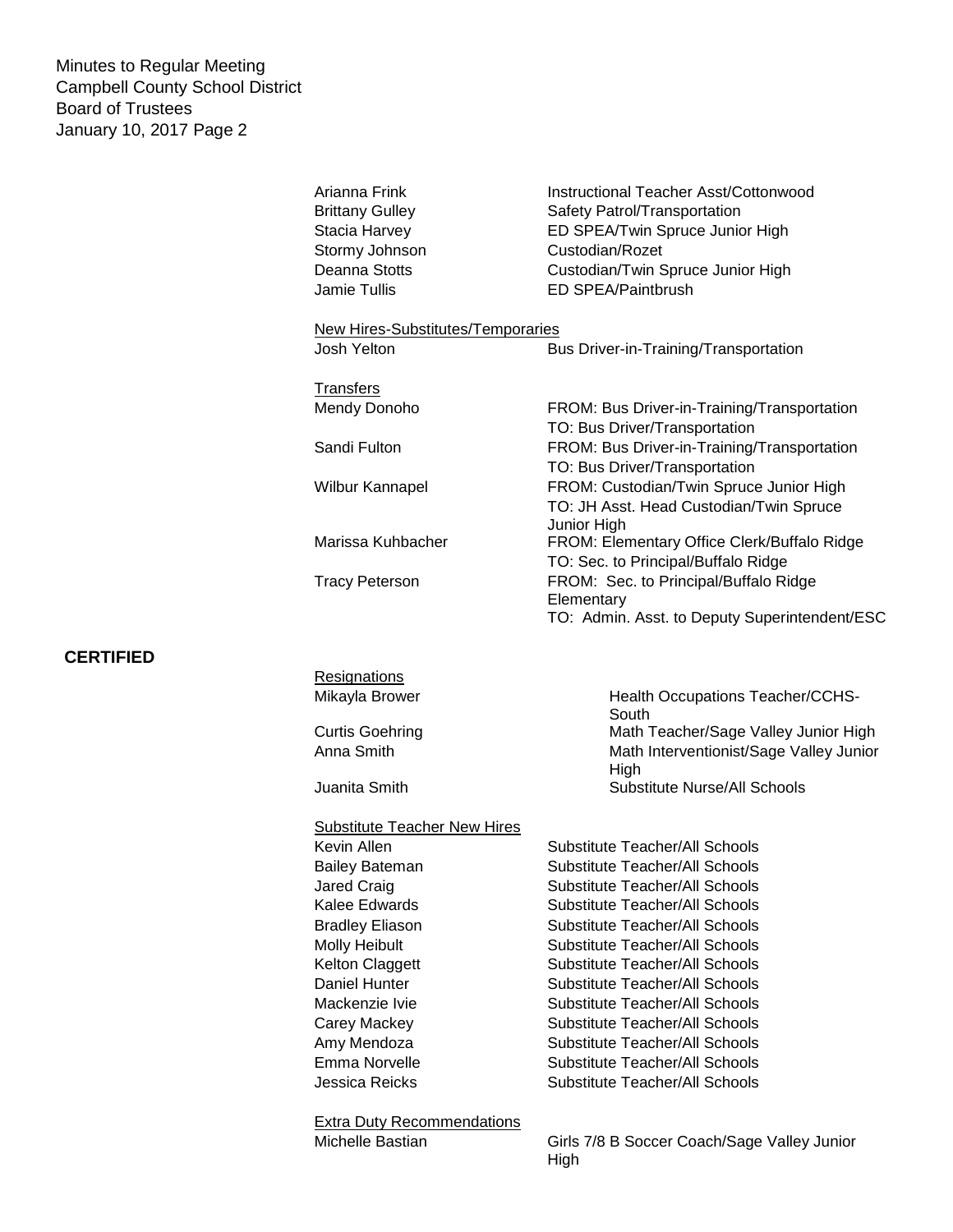| | |
|---|---|
| Arianna Frink | Instructional Teacher Asst/Cottonwood |
| Brittany Gulley | Safety Patrol/Transportation |
| Stacia Harvey | ED SPEA/Twin Spruce Junior High |
| Stormy Johnson | Custodian/Rozet |
| Deanna Stotts | Custodian/Twin Spruce Junior High |
| Jamie Tullis | ED SPEA/Paintbrush |

New Hires-Substitutes/Temporaries

| | |
|---|---|
| Josh Yelton | Bus Driver-in-Training/Transportation |

Transfers

| | |
|---|---|
| Mendy Donoho | FROM: Bus Driver-in-Training/Transportation<br>TO: Bus Driver/Transportation |
| Sandi Fulton | FROM: Bus Driver-in-Training/Transportation<br>TO: Bus Driver/Transportation |
| Wilbur Kannapel | FROM: Custodian/Twin Spruce Junior High<br>TO: JH Asst. Head Custodian/Twin Spruce Junior High |
| Marissa Kuhbacher | FROM: Elementary Office Clerk/Buffalo Ridge<br>TO: Sec. to Principal/Buffalo Ridge |
| Tracy Peterson | FROM: Sec. to Principal/Buffalo Ridge Elementary<br>TO: Admin. Asst. to Deputy Superintendent/ESC |

**CERTIFIED**

Resignations

| | |
|---|---|
| Mikayla Brower | Health Occupations Teacher/CCHS-South |
| Curtis Goehring | Math Teacher/Sage Valley Junior High |
| Anna Smith | Math Interventionist/Sage Valley Junior High |
| Juanita Smith | Substitute Nurse/All Schools |

Substitute Teacher New Hires

| | |
|---|---|
| Kevin Allen | Substitute Teacher/All Schools |
| Bailey Bateman | Substitute Teacher/All Schools |
| Jared Craig | Substitute Teacher/All Schools |
| Kalee Edwards | Substitute Teacher/All Schools |
| Bradley Eliason | Substitute Teacher/All Schools |
| Molly Heibult | Substitute Teacher/All Schools |
| Kelton Claggett | Substitute Teacher/All Schools |
| Daniel Hunter | Substitute Teacher/All Schools |
| Mackenzie Ivie | Substitute Teacher/All Schools |
| Carey Mackey | Substitute Teacher/All Schools |
| Amy Mendoza | Substitute Teacher/All Schools |
| Emma Norvelle | Substitute Teacher/All Schools |
| Jessica Reicks | Substitute Teacher/All Schools |

Extra Duty Recommendations

| | |
|---|---|
| Michelle Bastian | Girls 7/8 B Soccer Coach/Sage Valley Junior High |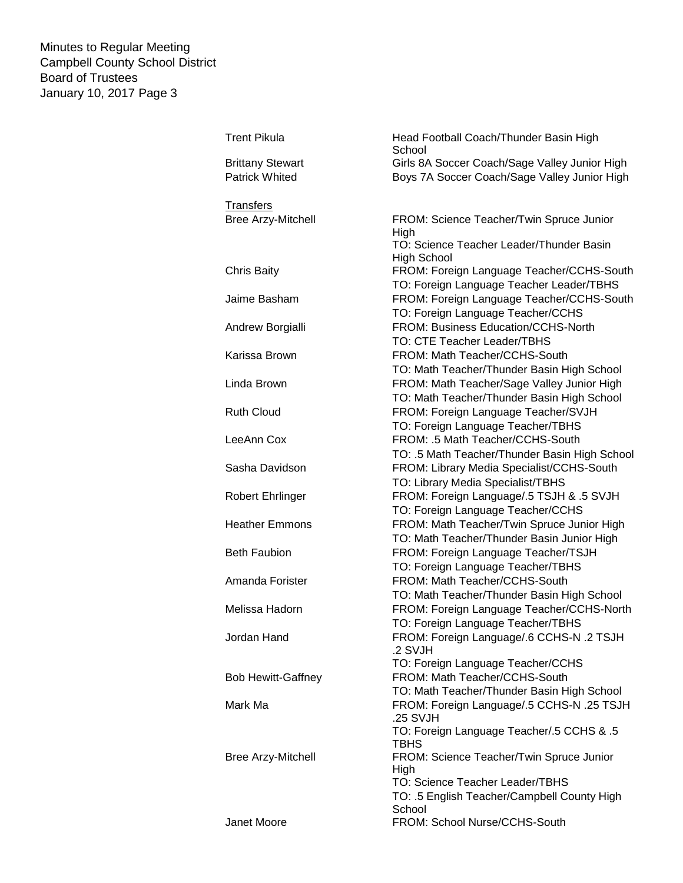| | |
|---|---|
| Trent Pikula | Head Football Coach/Thunder Basin High School |
| Brittany Stewart | Girls 8A Soccer Coach/Sage Valley Junior High |
| Patrick Whited | Boys 7A Soccer Coach/Sage Valley Junior High |

<u>Transfers</u>

| | |
|---|---|
| Bree Arzy-Mitchell | FROM: Science Teacher/Twin Spruce Junior High<br>TO: Science Teacher Leader/Thunder Basin High School |
| Chris Baity | FROM: Foreign Language Teacher/CCHS-South<br>TO: Foreign Language Teacher Leader/TBHS |
| Jaime Basham | FROM: Foreign Language Teacher/CCHS-South<br>TO: Foreign Language Teacher/CCHS |
| Andrew Borgialli | FROM: Business Education/CCHS-North<br>TO: CTE Teacher Leader/TBHS |
| Karissa Brown | FROM: Math Teacher/CCHS-South<br>TO: Math Teacher/Thunder Basin High School |
| Linda Brown | FROM: Math Teacher/Sage Valley Junior High<br>TO: Math Teacher/Thunder Basin High School |
| Ruth Cloud | FROM: Foreign Language Teacher/SVJH<br>TO: Foreign Language Teacher/TBHS |
| LeeAnn Cox | FROM: .5 Math Teacher/CCHS-South<br>TO: .5 Math Teacher/Thunder Basin High School |
| Sasha Davidson | FROM: Library Media Specialist/CCHS-South<br>TO: Library Media Specialist/TBHS |
| Robert Ehrlinger | FROM: Foreign Language/.5 TSJH & .5 SVJH<br>TO: Foreign Language Teacher/CCHS |
| Heather Emmons | FROM: Math Teacher/Twin Spruce Junior High<br>TO: Math Teacher/Thunder Basin Junior High |
| Beth Faubion | FROM: Foreign Language Teacher/TSJH<br>TO: Foreign Language Teacher/TBHS |
| Amanda Forister | FROM: Math Teacher/CCHS-South<br>TO: Math Teacher/Thunder Basin High School |
| Melissa Hadorn | FROM: Foreign Language Teacher/CCHS-North<br>TO: Foreign Language Teacher/TBHS |
| Jordan Hand | FROM: Foreign Language/.6 CCHS-N .2 TSJH .2 SVJH<br>TO: Foreign Language Teacher/CCHS |
| Bob Hewitt-Gaffney | FROM: Math Teacher/CCHS-South<br>TO: Math Teacher/Thunder Basin High School |
| Mark Ma | FROM: Foreign Language/.5 CCHS-N .25 TSJH .25 SVJH<br>TO: Foreign Language Teacher/.5 CCHS & .5 TBHS |
| Bree Arzy-Mitchell | FROM: Science Teacher/Twin Spruce Junior High<br>TO: Science Teacher Leader/TBHS<br>TO: .5 English Teacher/Campbell County High School |
| Janet Moore | FROM: School Nurse/CCHS-South |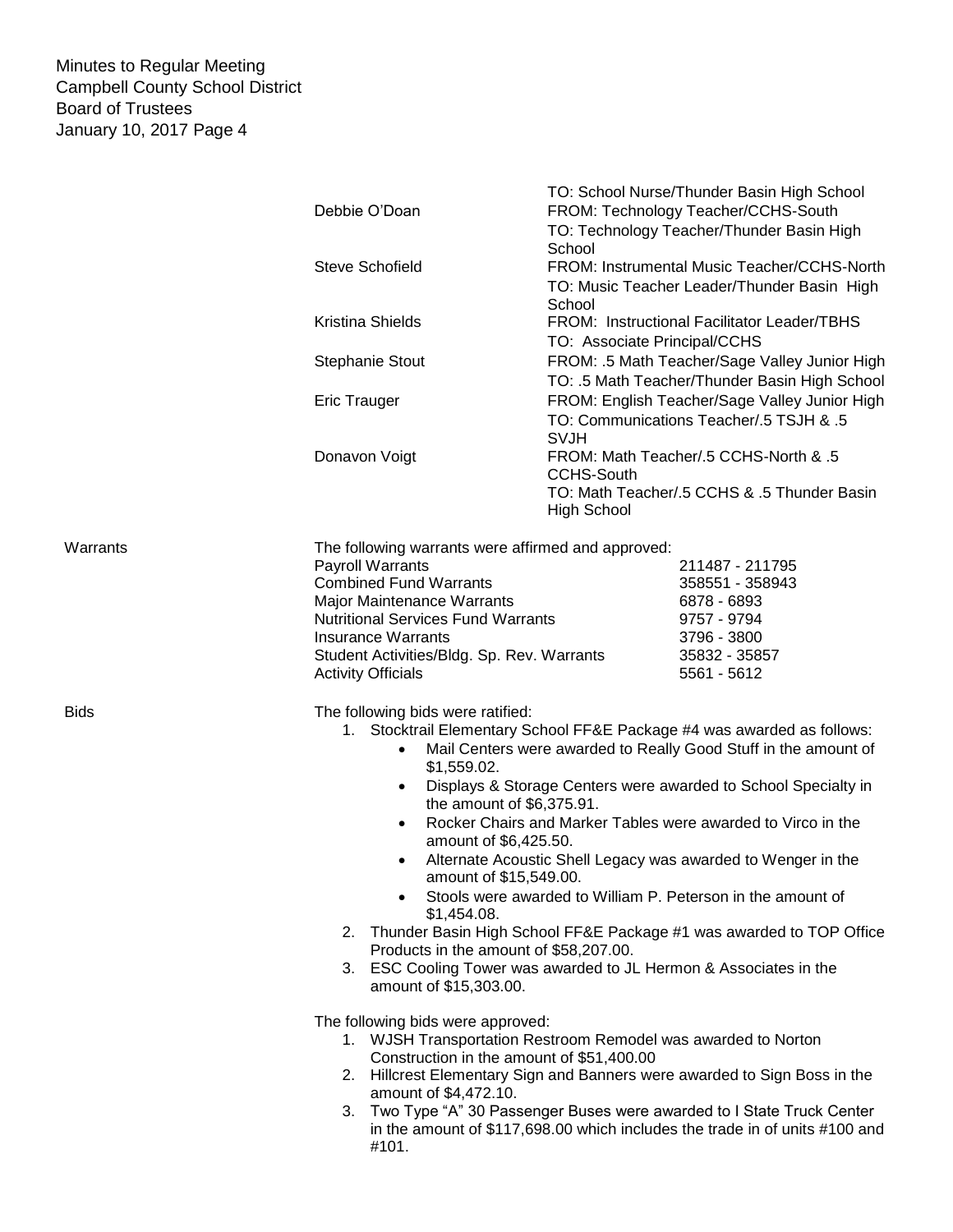| | |
|---|---|
| | TO: School Nurse/Thunder Basin High School |
| Debbie O'Doan | FROM: Technology Teacher/CCHS-South<br>TO: Technology Teacher/Thunder Basin High School |
| Steve Schofield | FROM: Instrumental Music Teacher/CCHS-North<br>TO: Music Teacher Leader/Thunder Basin High School |
| Kristina Shields | FROM: Instructional Facilitator Leader/TBHS<br>TO: Associate Principal/CCHS |
| Stephanie Stout | FROM: .5 Math Teacher/Sage Valley Junior High<br>TO: .5 Math Teacher/Thunder Basin High School |
| Eric Trauger | FROM: English Teacher/Sage Valley Junior High<br>TO: Communications Teacher/.5 TSJH & .5 SVJH |
| Donavon Voigt | FROM: Math Teacher/.5 CCHS-North & .5 CCHS-South<br>TO: Math Teacher/.5 CCHS & .5 Thunder Basin High School |

**Warrants**

The following warrants were affirmed and approved:

| | |
|---|---|
| Payroll Warrants | 211487 - 211795 |
| Combined Fund Warrants | 358551 - 358943 |
| Major Maintenance Warrants | 6878 - 6893 |
| Nutritional Services Fund Warrants | 9757 - 9794 |
| Insurance Warrants | 3796 - 3800 |
| Student Activities/Bldg. Sp. Rev. Warrants | 35832 - 35857 |
| Activity Officials | 5561 - 5612 |

**Bids**

The following bids were ratified:

1. Stocktrail Elementary School FF&E Package #4 was awarded as follows:
   - Mail Centers were awarded to Really Good Stuff in the amount of $1,559.02.
   - Displays & Storage Centers were awarded to School Specialty in the amount of $6,375.91.
   - Rocker Chairs and Marker Tables were awarded to Virco in the amount of $6,425.50.
   - Alternate Acoustic Shell Legacy was awarded to Wenger in the amount of $15,549.00.
   - Stools were awarded to William P. Peterson in the amount of $1,454.08.
2. Thunder Basin High School FF&E Package #1 was awarded to TOP Office Products in the amount of $58,207.00.
3. ESC Cooling Tower was awarded to JL Hermon & Associates in the amount of $15,303.00.

The following bids were approved:

1. WJSH Transportation Restroom Remodel was awarded to Norton Construction in the amount of $51,400.00
2. Hillcrest Elementary Sign and Banners were awarded to Sign Boss in the amount of $4,472.10.
3. Two Type "A" 30 Passenger Buses were awarded to I State Truck Center in the amount of $117,698.00 which includes the trade in of units #100 and #101.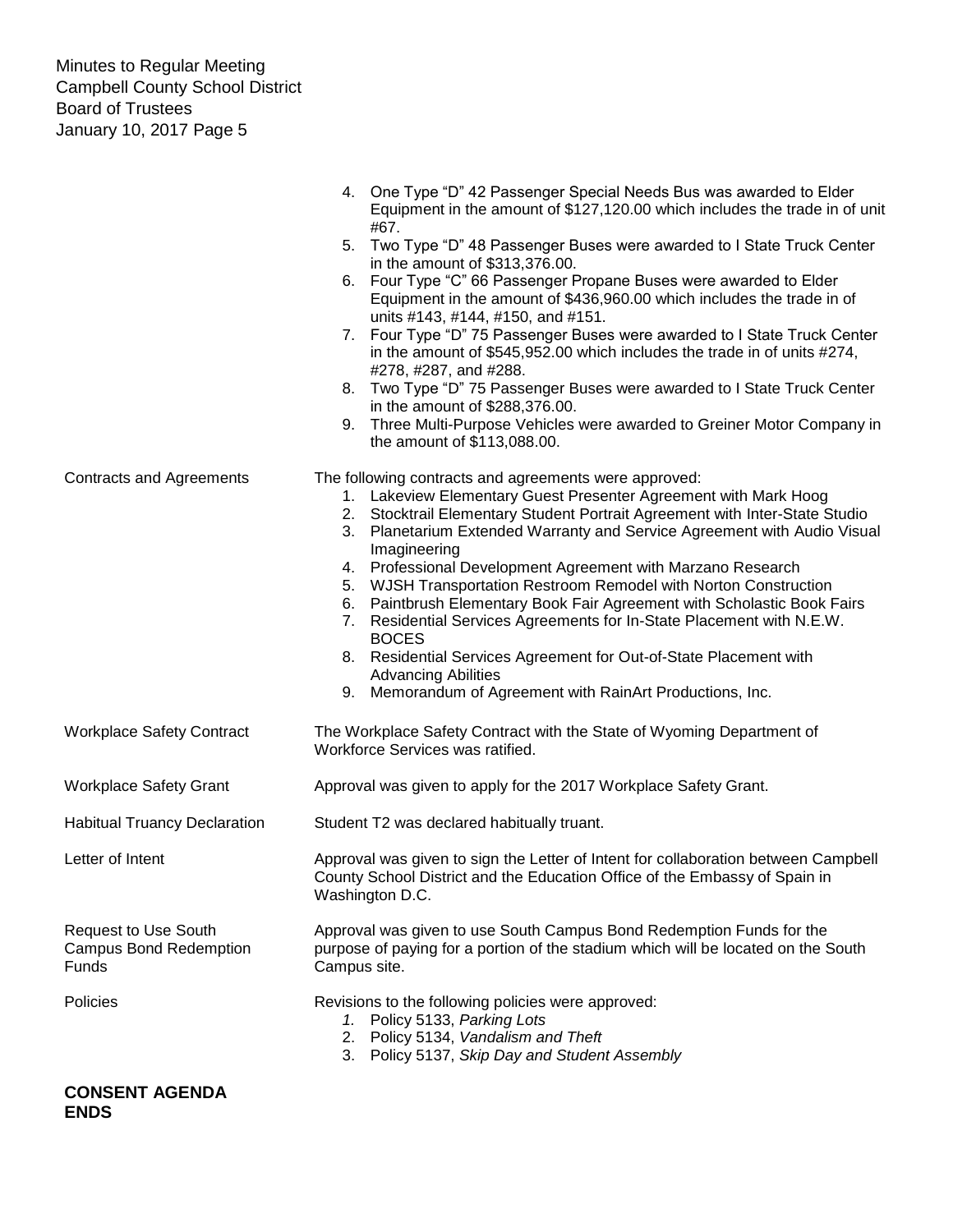4. One Type "D" 42 Passenger Special Needs Bus was awarded to Elder Equipment in the amount of $127,120.00 which includes the trade in of unit #67.
5. Two Type "D" 48 Passenger Buses were awarded to I State Truck Center in the amount of $313,376.00.
6. Four Type "C" 66 Passenger Propane Buses were awarded to Elder Equipment in the amount of $436,960.00 which includes the trade in of units #143, #144, #150, and #151.
7. Four Type "D" 75 Passenger Buses were awarded to I State Truck Center in the amount of $545,952.00 which includes the trade in of units #274, #278, #287, and #288.
8. Two Type "D" 75 Passenger Buses were awarded to I State Truck Center in the amount of $288,376.00.
9. Three Multi-Purpose Vehicles were awarded to Greiner Motor Company in the amount of $113,088.00.

**Contracts and Agreements**

The following contracts and agreements were approved:

1. Lakeview Elementary Guest Presenter Agreement with Mark Hoog
2. Stocktrail Elementary Student Portrait Agreement with Inter-State Studio
3. Planetarium Extended Warranty and Service Agreement with Audio Visual Imagineering
4. Professional Development Agreement with Marzano Research
5. WJSH Transportation Restroom Remodel with Norton Construction
6. Paintbrush Elementary Book Fair Agreement with Scholastic Book Fairs
7. Residential Services Agreements for In-State Placement with N.E.W. BOCES
8. Residential Services Agreement for Out-of-State Placement with Advancing Abilities
9. Memorandum of Agreement with RainArt Productions, Inc.

**Workplace Safety Contract**

The Workplace Safety Contract with the State of Wyoming Department of Workforce Services was ratified.

**Workplace Safety Grant**

Approval was given to apply for the 2017 Workplace Safety Grant.

**Habitual Truancy Declaration**

Student T2 was declared habitually truant.

**Letter of Intent**

Approval was given to sign the Letter of Intent for collaboration between Campbell County School District and the Education Office of the Embassy of Spain in Washington D.C.

**Request to Use South Campus Bond Redemption Funds**

Approval was given to use South Campus Bond Redemption Funds for the purpose of paying for a portion of the stadium which will be located on the South Campus site.

**Policies**

Revisions to the following policies were approved:

1. Policy 5133, *Parking Lots*
2. Policy 5134, *Vandalism and Theft*
3. Policy 5137, *Skip Day and Student Assembly*

**CONSENT AGENDA ENDS**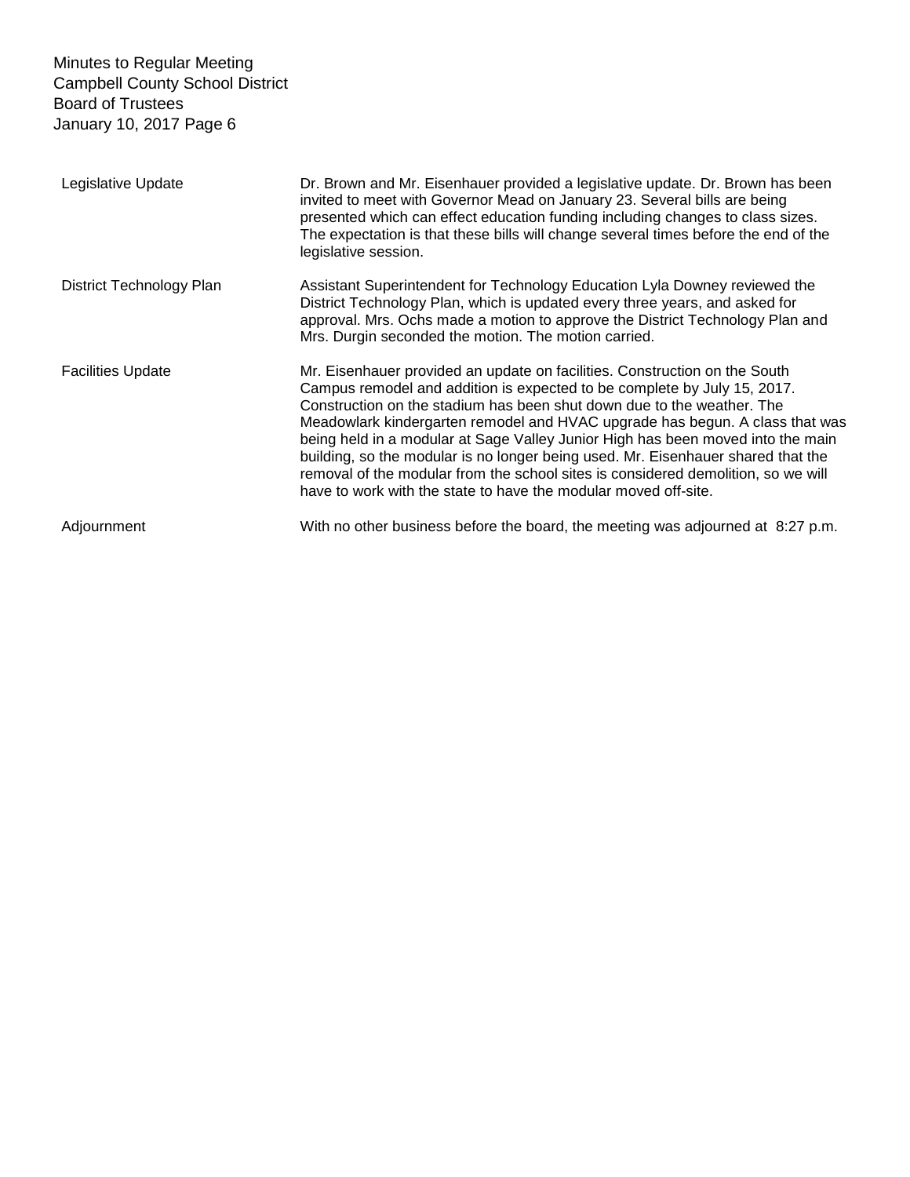| | |
|---|---|
| Legislative Update | Dr. Brown and Mr. Eisenhauer provided a legislative update. Dr. Brown has been invited to meet with Governor Mead on January 23. Several bills are being presented which can effect education funding including changes to class sizes. The expectation is that these bills will change several times before the end of the legislative session. |
| District Technology Plan | Assistant Superintendent for Technology Education Lyla Downey reviewed the District Technology Plan, which is updated every three years, and asked for approval. Mrs. Ochs made a motion to approve the District Technology Plan and Mrs. Durgin seconded the motion. The motion carried. |
| Facilities Update | Mr. Eisenhauer provided an update on facilities. Construction on the South Campus remodel and addition is expected to be complete by July 15, 2017. Construction on the stadium has been shut down due to the weather. The Meadowlark kindergarten remodel and HVAC upgrade has begun. A class that was being held in a modular at Sage Valley Junior High has been moved into the main building, so the modular is no longer being used. Mr. Eisenhauer shared that the removal of the modular from the school sites is considered demolition, so we will have to work with the state to have the modular moved off-site. |
| Adjournment | With no other business before the board, the meeting was adjourned at 8:27 p.m. |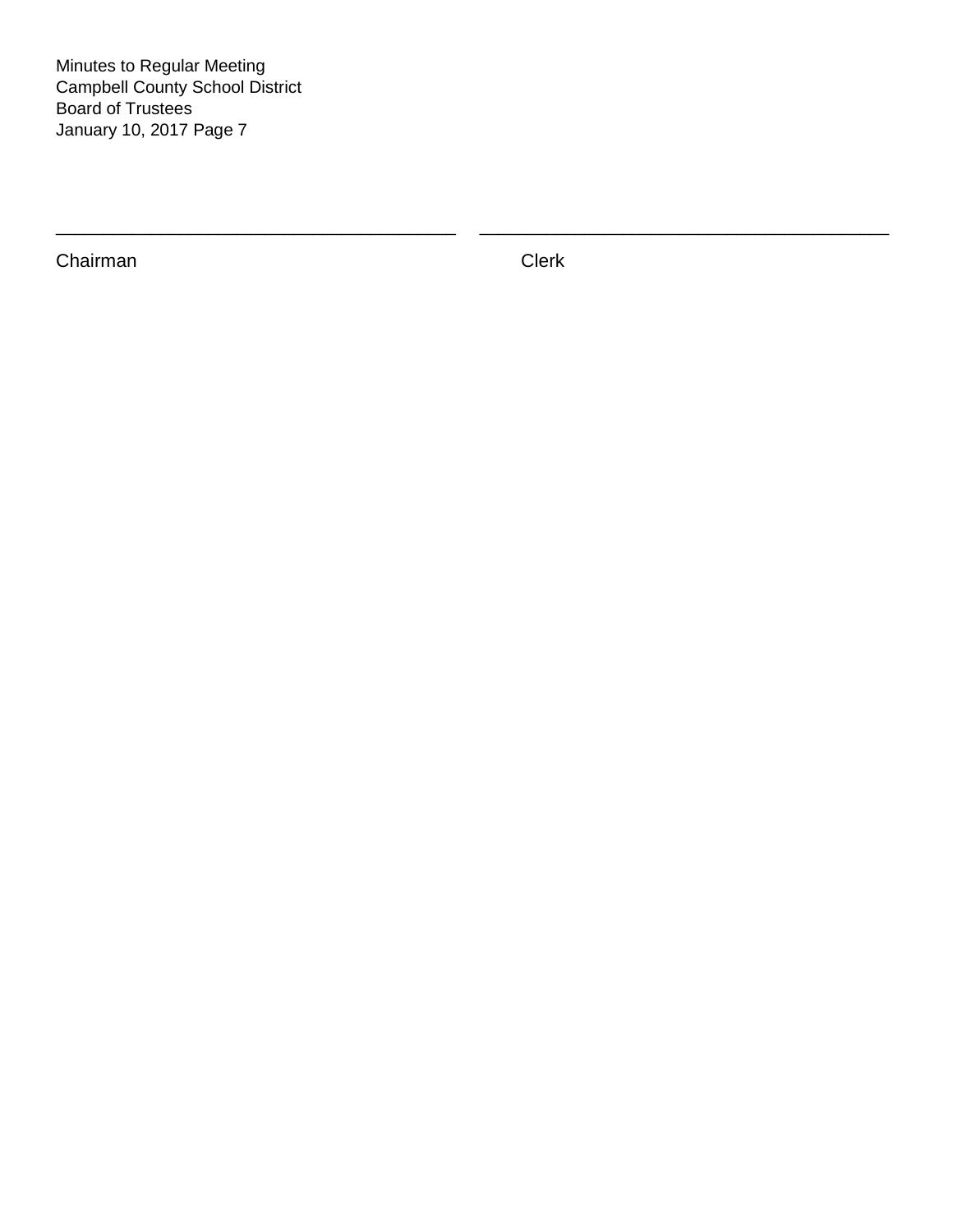\_\_\_\_\_\_\_\_\_\_\_\_\_\_\_\_\_\_\_\_\_\_\_\_\_\_\_\_\_\_\_\_\_\_\_\_\_\_\_\_ \_\_\_\_\_\_\_\_\_\_\_\_\_\_\_\_\_\_\_\_\_\_\_\_\_\_\_\_\_\_\_\_\_\_\_\_\_\_\_\_

Chairman Clerk